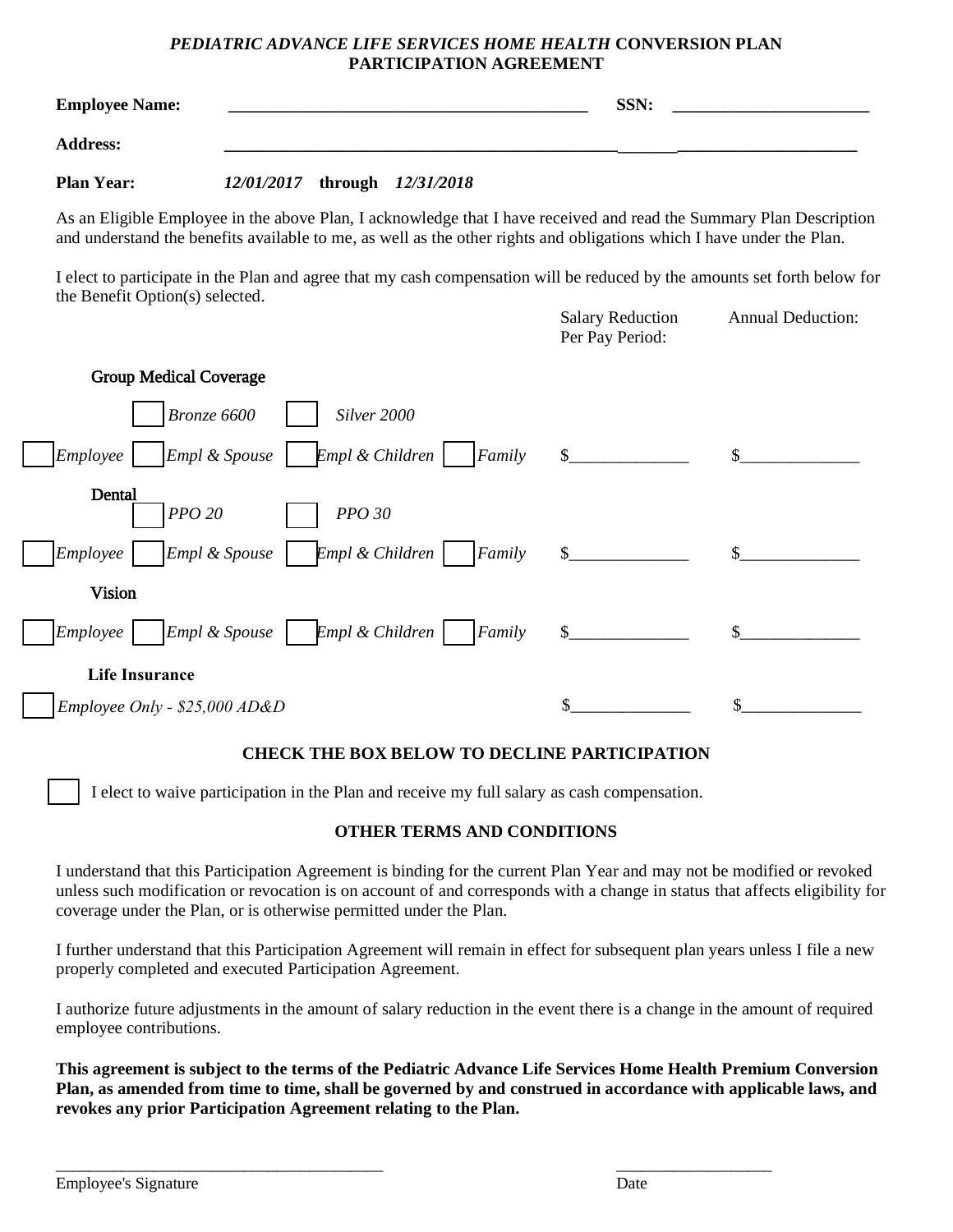# *PEDIATRIC ADVANCE LIFE SERVICES HOME HEALTH* CONVERSION PLAN PARTICIPATION AGREEMENT

**Employee Name:** ________________________________________ **SSN:** ______________________

**Address:** ____________________________________________________________________

**Plan Year:** *12/01/2017* **through** *12/31/2018*

As an Eligible Employee in the above Plan, I acknowledge that I have received and read the Summary Plan Description and understand the benefits available to me, as well as the other rights and obligations which I have under the Plan.

I elect to participate in the Plan and agree that my cash compensation will be reduced by the amounts set forth below for the Benefit Option(s) selected.

| | Salary Reduction Per Pay Period: | Annual Deduction: |
|---|---|---|
| **Group Medical Coverage** | | |
| ☐ *Bronze 6600* ☐ *Silver 2000* | | |
| ☐ *Employee* ☐ *Empl & Spouse* ☐ *Empl & Children* ☐ *Family* | $______________ | $______________ |
| **Dental** | | |
| ☐ *PPO 20* ☐ *PPO 30* | | |
| ☐ *Employee* ☐ *Empl & Spouse* ☐ *Empl & Children* ☐ *Family* | $______________ | $______________ |
| **Vision** | | |
| ☐ *Employee* ☐ *Empl & Spouse* ☐ *Empl & Children* ☐ *Family* | $______________ | $______________ |
| **Life Insurance** | | |
| ☐ *Employee Only - $25,000 AD&D* | $______________ | $______________ |

### CHECK THE BOX BELOW TO DECLINE PARTICIPATION

☐ I elect to waive participation in the Plan and receive my full salary as cash compensation.

### OTHER TERMS AND CONDITIONS

I understand that this Participation Agreement is binding for the current Plan Year and may not be modified or revoked unless such modification or revocation is on account of and corresponds with a change in status that affects eligibility for coverage under the Plan, or is otherwise permitted under the Plan.

I further understand that this Participation Agreement will remain in effect for subsequent plan years unless I file a new properly completed and executed Participation Agreement.

I authorize future adjustments in the amount of salary reduction in the event there is a change in the amount of required employee contributions.

**This agreement is subject to the terms of the Pediatric Advance Life Services Home Health Premium Conversion Plan, as amended from time to time, shall be governed by and construed in accordance with applicable laws, and revokes any prior Participation Agreement relating to the Plan.**

________________________________________ ___________________

Employee's Signature Date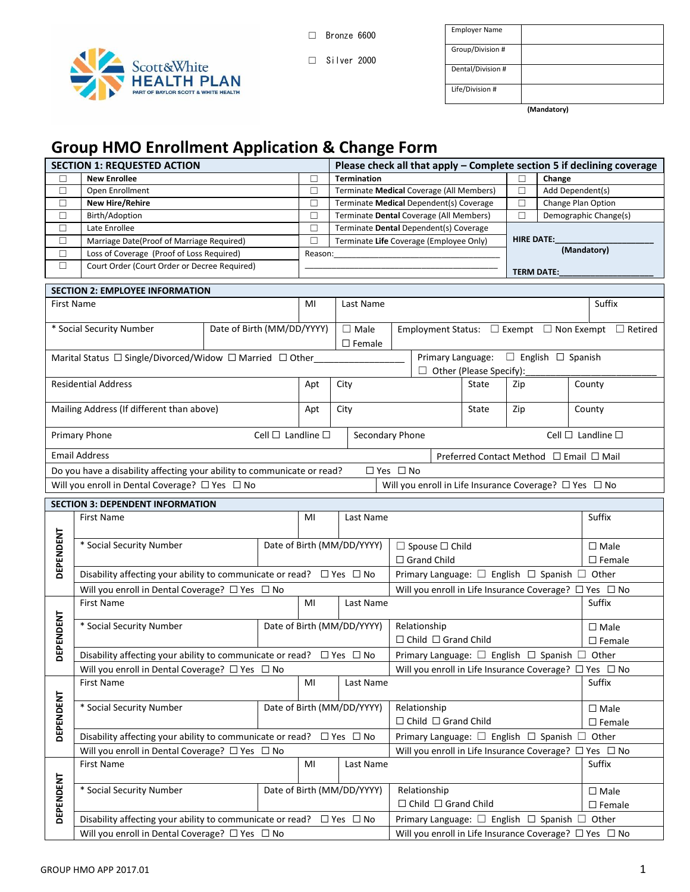Scott&White HEALTH PLAN
PART OF BAYLOR SCOTT & WHITE HEALTH

☐ Bronze 6600

☐ Silver 2000

| Employer Name | |
|---|---|
| Group/Division # | |
| Dental/Division # | |
| Life/Division # | |

(Mandatory)

# Group HMO Enrollment Application & Change Form

| SECTION 1: REQUESTED ACTION | | Please check all that apply – Complete section 5 if declining coverage | | | |
|---|---|---|---|---|---|
| ☐ | **New Enrollee** | ☐ | **Termination** | ☐ | **Change** |
| ☐ | Open Enrollment | ☐ | Terminate **Medical** Coverage (All Members) | ☐ | Add Dependent(s) |
| ☐ | **New Hire/Rehire** | ☐ | Terminate **Medical** Dependent(s) Coverage | ☐ | Change Plan Option |
| ☐ | Birth/Adoption | ☐ | Terminate **Dental** Coverage (All Members) | ☐ | Demographic Change(s) |
| ☐ | Late Enrollee | ☐ | Terminate **Dental** Dependent(s) Coverage | | |
| ☐ | Marriage Date(Proof of Marriage Required) | ☐ | Terminate **Life** Coverage (Employee Only) | | **HIRE DATE:**_________________ (Mandatory) |
| ☐ | Loss of Coverage (Proof of Loss Required) | | Reason:_________________________________ | | |
| ☐ | Court Order (Court Order or Decree Required) | | _________________________________ | | **TERM DATE:**_________________ |

## SECTION 2: EMPLOYEE INFORMATION

| First Name | | MI | Last Name | | Suffix |
|---|---|---|---|---|---|
| * Social Security Number | Date of Birth (MM/DD/YYYY) | ☐ Male ☐ Female | Employment Status: ☐ Exempt ☐ Non Exempt ☐ Retired | | |
| Marital Status ☐ Single/Divorced/Widow ☐ Married ☐ Other_________________ | | | Primary Language: ☐ English ☐ Spanish ☐ Other (Please Specify):_________________ | | |
| Residential Address | Apt | City | State | Zip | County |
| Mailing Address (If different than above) | Apt | City | State | Zip | County |
| Primary Phone Cell ☐ Landline ☐ | | | Secondary Phone Cell ☐ Landline ☐ | | |
| Email Address | | | Preferred Contact Method ☐ Email ☐ Mail | | |
| Do you have a disability affecting your ability to communicate or read? ☐ Yes ☐ No | | | | | |
| Will you enroll in Dental Coverage? ☐ Yes ☐ No | | | Will you enroll in Life Insurance Coverage? ☐ Yes ☐ No | | |

## SECTION 3: DEPENDENT INFORMATION

**DEPENDENT**

| First Name | | MI | Last Name | Suffix |
|---|---|---|---|---|
| * Social Security Number | Date of Birth (MM/DD/YYYY) | | ☐ Spouse ☐ Child ☐ Grand Child | ☐ Male ☐ Female |
| Disability affecting your ability to communicate or read? ☐ Yes ☐ No | | | Primary Language: ☐ English ☐ Spanish ☐ Other | |
| Will you enroll in Dental Coverage? ☐ Yes ☐ No | | | Will you enroll in Life Insurance Coverage? ☐ Yes ☐ No | |

**DEPENDENT**

| First Name | | MI | Last Name | Suffix |
|---|---|---|---|---|
| * Social Security Number | Date of Birth (MM/DD/YYYY) | | Relationship ☐ Child ☐ Grand Child | ☐ Male ☐ Female |
| Disability affecting your ability to communicate or read? ☐ Yes ☐ No | | | Primary Language: ☐ English ☐ Spanish ☐ Other | |
| Will you enroll in Dental Coverage? ☐ Yes ☐ No | | | Will you enroll in Life Insurance Coverage? ☐ Yes ☐ No | |

**DEPENDENT**

| First Name | | MI | Last Name | Suffix |
|---|---|---|---|---|
| * Social Security Number | Date of Birth (MM/DD/YYYY) | | Relationship ☐ Child ☐ Grand Child | ☐ Male ☐ Female |
| Disability affecting your ability to communicate or read? ☐ Yes ☐ No | | | Primary Language: ☐ English ☐ Spanish ☐ Other | |
| Will you enroll in Dental Coverage? ☐ Yes ☐ No | | | Will you enroll in Life Insurance Coverage? ☐ Yes ☐ No | |

**DEPENDENT**

| First Name | | MI | Last Name | Suffix |
|---|---|---|---|---|
| * Social Security Number | Date of Birth (MM/DD/YYYY) | | Relationship ☐ Child ☐ Grand Child | ☐ Male ☐ Female |
| Disability affecting your ability to communicate or read? ☐ Yes ☐ No | | | Primary Language: ☐ English ☐ Spanish ☐ Other | |
| Will you enroll in Dental Coverage? ☐ Yes ☐ No | | | Will you enroll in Life Insurance Coverage? ☐ Yes ☐ No | |

GROUP HMO APP 2017.01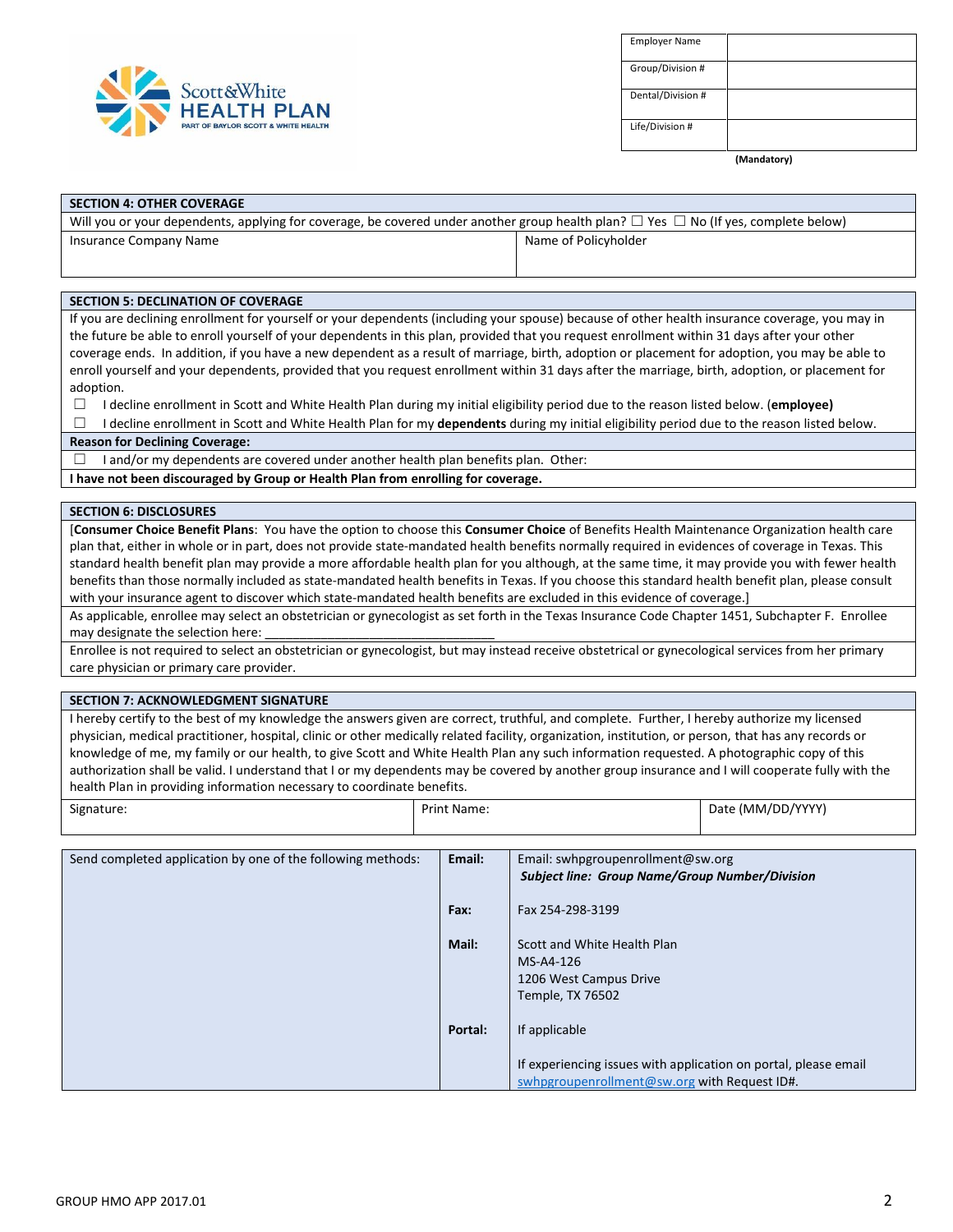| Employer Name | |
|---|---|
| Group/Division # | |
| Dental/Division # | |
| Life/Division # | |

**(Mandatory)**

## SECTION 4: OTHER COVERAGE

Will you or your dependents, applying for coverage, be covered under another group health plan? ☐ Yes ☐ No (If yes, complete below)

| Insurance Company Name | Name of Policyholder |
|---|---|
| | |

## SECTION 5: DECLINATION OF COVERAGE

If you are declining enrollment for yourself or your dependents (including your spouse) because of other health insurance coverage, you may in the future be able to enroll yourself of your dependents in this plan, provided that you request enrollment within 31 days after your other coverage ends. In addition, if you have a new dependent as a result of marriage, birth, adoption or placement for adoption, you may be able to enroll yourself and your dependents, provided that you request enrollment within 31 days after the marriage, birth, adoption, or placement for adoption.

☐ I decline enrollment in Scott and White Health Plan during my initial eligibility period due to the reason listed below. (**employee)**

☐ I decline enrollment in Scott and White Health Plan for my **dependents** during my initial eligibility period due to the reason listed below.

**Reason for Declining Coverage:**

☐ I and/or my dependents are covered under another health plan benefits plan. Other:

**I have not been discouraged by Group or Health Plan from enrolling for coverage.**

## SECTION 6: DISCLOSURES

[**Consumer Choice Benefit Plans**: You have the option to choose this **Consumer Choice** of Benefits Health Maintenance Organization health care plan that, either in whole or in part, does not provide state-mandated health benefits normally required in evidences of coverage in Texas. This standard health benefit plan may provide a more affordable health plan for you although, at the same time, it may provide you with fewer health benefits than those normally included as state-mandated health benefits in Texas. If you choose this standard health benefit plan, please consult with your insurance agent to discover which state-mandated health benefits are excluded in this evidence of coverage.]

As applicable, enrollee may select an obstetrician or gynecologist as set forth in the Texas Insurance Code Chapter 1451, Subchapter F. Enrollee may designate the selection here: ________________________________

Enrollee is not required to select an obstetrician or gynecologist, but may instead receive obstetrical or gynecological services from her primary care physician or primary care provider.

## SECTION 7: ACKNOWLEDGMENT SIGNATURE

I hereby certify to the best of my knowledge the answers given are correct, truthful, and complete. Further, I hereby authorize my licensed physician, medical practitioner, hospital, clinic or other medically related facility, organization, institution, or person, that has any records or knowledge of me, my family or our health, to give Scott and White Health Plan any such information requested. A photographic copy of this authorization shall be valid. I understand that I or my dependents may be covered by another group insurance and I will cooperate fully with the health Plan in providing information necessary to coordinate benefits.

| Signature: | Print Name: | Date (MM/DD/YYYY) |
|---|---|---|
| | | |

| Send completed application by one of the following methods: | | |
|---|---|---|
| | **Email:** | Email: swhpgroupenrollment@sw.org<br>***Subject line: Group Name/Group Number/Division*** |
| | **Fax:** | Fax 254-298-3199 |
| | **Mail:** | Scott and White Health Plan<br>MS-A4-126<br>1206 West Campus Drive<br>Temple, TX 76502 |
| | **Portal:** | If applicable<br><br>If experiencing issues with application on portal, please email swhpgroupenrollment@sw.org with Request ID#. |

GROUP HMO APP 2017.01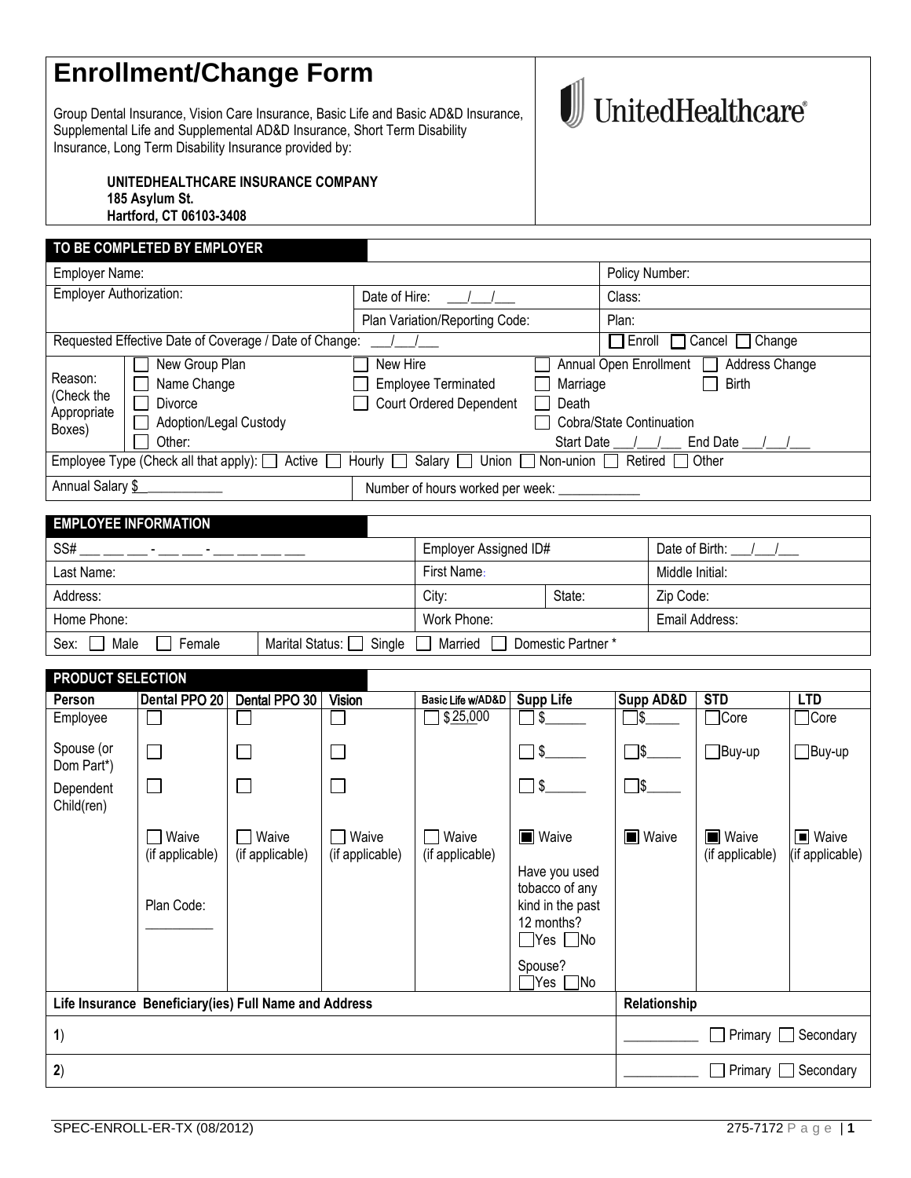# Enrollment/Change Form

Group Dental Insurance, Vision Care Insurance, Basic Life and Basic AD&D Insurance, Supplemental Life and Supplemental AD&D Insurance, Short Term Disability Insurance, Long Term Disability Insurance provided by:

**UNITEDHEALTHCARE INSURANCE COMPANY**
**185 Asylum St.**
**Hartford, CT 06103-3408**

UnitedHealthcare®

## TO BE COMPLETED BY EMPLOYER

| | | |
|---|---|---|
| Employer Name: | | Policy Number: |
| Employer Authorization: | Date of Hire: ___/___/___ | Class: |
| | Plan Variation/Reporting Code: | Plan: |
| Requested Effective Date of Coverage / Date of Change: ___/___/___ | | ☐ Enroll ☐ Cancel ☐ Change |

| Reason: (Check the Appropriate Boxes) | | | |
|---|---|---|---|
| ☐ New Group Plan | ☐ New Hire | ☐ Annual Open Enrollment | ☐ Address Change |
| ☐ Name Change | ☐ Employee Terminated | ☐ Marriage | ☐ Birth |
| ☐ Divorce | ☐ Court Ordered Dependent | ☐ Death | |
| ☐ Adoption/Legal Custody | | ☐ Cobra/State Continuation | |
| ☐ Other: | | Start Date ___/___/___ End Date ___/___/___ | |

Employee Type (Check all that apply): ☐ Active ☐ Hourly ☐ Salary ☐ Union ☐ Non-union ☐ Retired ☐ Other

Annual Salary $ ___________ | Number of hours worked per week: ____________

## EMPLOYEE INFORMATION

| | | | |
|---|---|---|---|
| SS# ___ ___ ___ - ___ ___ - ___ ___ ___ ___ | Employer Assigned ID# | | Date of Birth: ___/___/___ |
| Last Name: | First Name: | | Middle Initial: |
| Address: | City: | State: | Zip Code: |
| Home Phone: | Work Phone: | | Email Address: |
| Sex: ☐ Male ☐ Female | Marital Status: ☐ Single ☐ Married ☐ Domestic Partner * | | |

## PRODUCT SELECTION

| Person | Dental PPO 20 | Dental PPO 30 | Vision | Basic Life w/AD&D | Supp Life | Supp AD&D | STD | LTD |
|---|---|---|---|---|---|---|---|---|
| Employee | ☐ | ☐ | ☐ | ☐ $25,000 | ☐ $______ | ☐ $_____ | ☐ Core | ☐ Core |
| Spouse (or Dom Part*) | ☐ | ☐ | ☐ | | ☐ $______ | ☐ $_____ | ☐ Buy-up | ☐ Buy-up |
| Dependent Child(ren) | ☐ | ☐ | ☐ | | ☐ $______ | ☐ $_____ | | |
| | ☐ Waive (if applicable)<br><br>Plan Code: __________ | ☐ Waive (if applicable) | ☐ Waive (if applicable) | ☐ Waive (if applicable) | ■ Waive<br><br>Have you used tobacco of any kind in the past 12 months? ☐ Yes ☐ No<br><br>Spouse? ☐ Yes ☐ No | ■ Waive | ■ Waive (if applicable) | ■ Waive (if applicable) |

| Life Insurance Beneficiary(ies) Full Name and Address | Relationship |
|---|---|
| 1) | ___________ ☐ Primary ☐ Secondary |
| 2) | ___________ ☐ Primary ☐ Secondary |

SPEC-ENROLL-ER-TX (08/2012) 275-7172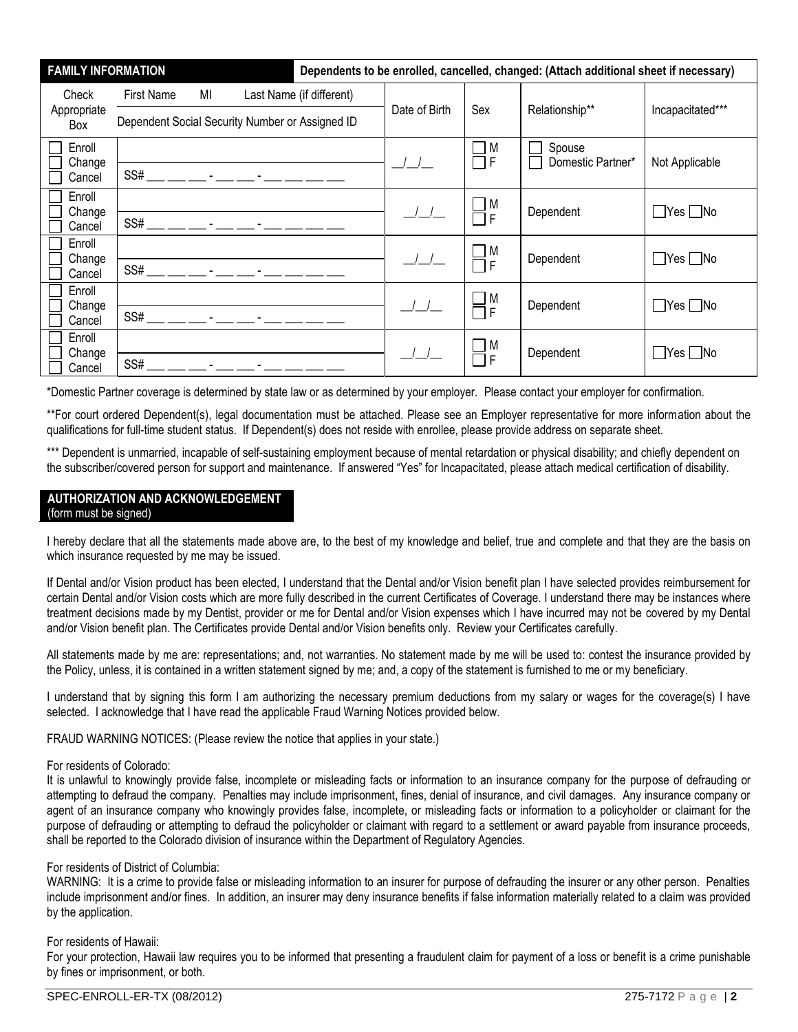| FAMILY INFORMATION | | Dependents to be enrolled, cancelled, changed: (Attach additional sheet if necessary) | | | |
|---|---|---|---|---|---|
| Check Appropriate Box | First Name MI Last Name (if different) / Dependent Social Security Number or Assigned ID | Date of Birth | Sex | Relationship** | Incapacitated*** |
| ☐ Enroll ☐ Change ☐ Cancel | SS# ___ ___ ___ - ___ ___ - ___ ___ ___ ___ | __/__/__ | ☐ M ☐ F | ☐ Spouse ☐ Domestic Partner* | Not Applicable |
| ☐ Enroll ☐ Change ☐ Cancel | SS# ___ ___ ___ - ___ ___ - ___ ___ ___ ___ | __/__/__ | ☐ M ☐ F | Dependent | ☐Yes ☐No |
| ☐ Enroll ☐ Change ☐ Cancel | SS# ___ ___ ___ - ___ ___ - ___ ___ ___ ___ | __/__/__ | ☐ M ☐ F | Dependent | ☐Yes ☐No |
| ☐ Enroll ☐ Change ☐ Cancel | SS# ___ ___ ___ - ___ ___ - ___ ___ ___ ___ | __/__/__ | ☐ M ☐ F | Dependent | ☐Yes ☐No |
| ☐ Enroll ☐ Change ☐ Cancel | SS# ___ ___ ___ - ___ ___ - ___ ___ ___ ___ | __/__/__ | ☐ M ☐ F | Dependent | ☐Yes ☐No |

*Domestic Partner coverage is determined by state law or as determined by your employer. Please contact your employer for confirmation.

**For court ordered Dependent(s), legal documentation must be attached. Please see an Employer representative for more information about the qualifications for full-time student status. If Dependent(s) does not reside with enrollee, please provide address on separate sheet.

*** Dependent is unmarried, incapable of self-sustaining employment because of mental retardation or physical disability; and chiefly dependent on the subscriber/covered person for support and maintenance. If answered "Yes" for Incapacitated, please attach medical certification of disability.

## AUTHORIZATION AND ACKNOWLEDGEMENT
(form must be signed)

I hereby declare that all the statements made above are, to the best of my knowledge and belief, true and complete and that they are the basis on which insurance requested by me may be issued.

If Dental and/or Vision product has been elected, I understand that the Dental and/or Vision benefit plan I have selected provides reimbursement for certain Dental and/or Vision costs which are more fully described in the current Certificates of Coverage. I understand there may be instances where treatment decisions made by my Dentist, provider or me for Dental and/or Vision expenses which I have incurred may not be covered by my Dental and/or Vision benefit plan. The Certificates provide Dental and/or Vision benefits only. Review your Certificates carefully.

All statements made by me are: representations; and, not warranties. No statement made by me will be used to: contest the insurance provided by the Policy, unless, it is contained in a written statement signed by me; and, a copy of the statement is furnished to me or my beneficiary.

I understand that by signing this form I am authorizing the necessary premium deductions from my salary or wages for the coverage(s) I have selected. I acknowledge that I have read the applicable Fraud Warning Notices provided below.

FRAUD WARNING NOTICES: (Please review the notice that applies in your state.)

For residents of Colorado:
It is unlawful to knowingly provide false, incomplete or misleading facts or information to an insurance company for the purpose of defrauding or attempting to defraud the company. Penalties may include imprisonment, fines, denial of insurance, and civil damages. Any insurance company or agent of an insurance company who knowingly provides false, incomplete, or misleading facts or information to a policyholder or claimant for the purpose of defrauding or attempting to defraud the policyholder or claimant with regard to a settlement or award payable from insurance proceeds, shall be reported to the Colorado division of insurance within the Department of Regulatory Agencies.

For residents of District of Columbia:
WARNING: It is a crime to provide false or misleading information to an insurer for purpose of defrauding the insurer or any other person. Penalties include imprisonment and/or fines. In addition, an insurer may deny insurance benefits if false information materially related to a claim was provided by the application.

For residents of Hawaii:
For your protection, Hawaii law requires you to be informed that presenting a fraudulent claim for payment of a loss or benefit is a crime punishable by fines or imprisonment, or both.

SPEC-ENROLL-ER-TX (08/2012) 275-7172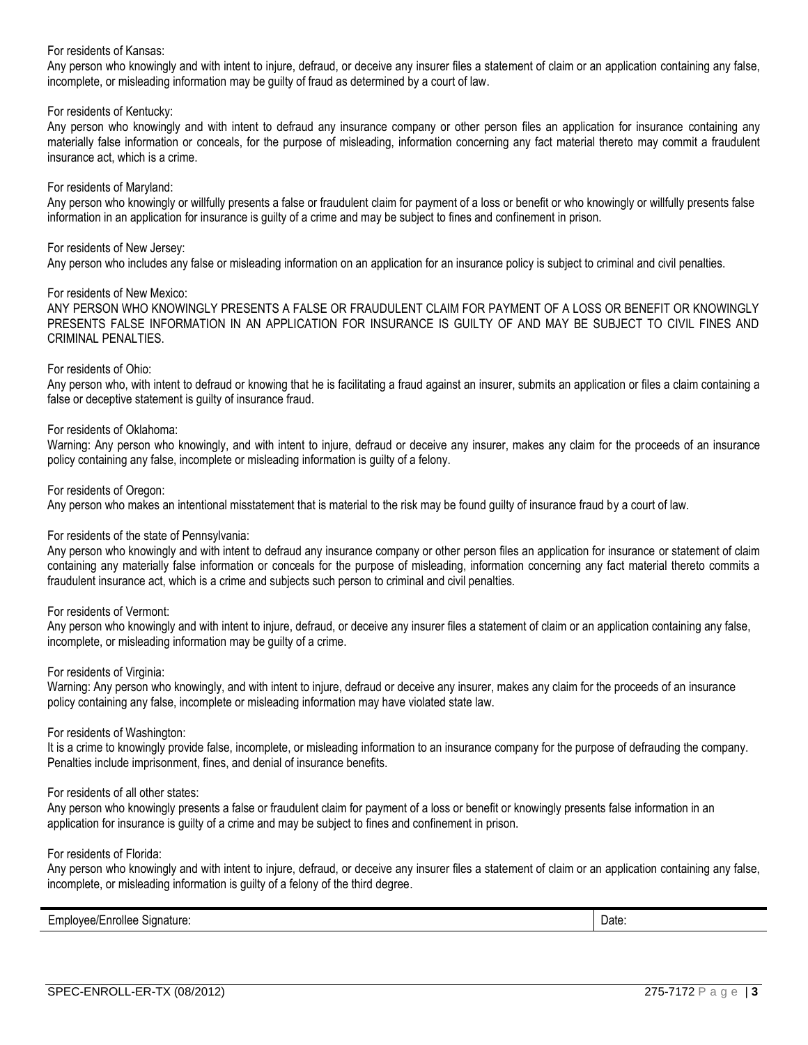For residents of Kansas:

Any person who knowingly and with intent to injure, defraud, or deceive any insurer files a statement of claim or an application containing any false, incomplete, or misleading information may be guilty of fraud as determined by a court of law.

For residents of Kentucky:

Any person who knowingly and with intent to defraud any insurance company or other person files an application for insurance containing any materially false information or conceals, for the purpose of misleading, information concerning any fact material thereto may commit a fraudulent insurance act, which is a crime.

For residents of Maryland:

Any person who knowingly or willfully presents a false or fraudulent claim for payment of a loss or benefit or who knowingly or willfully presents false information in an application for insurance is guilty of a crime and may be subject to fines and confinement in prison.

For residents of New Jersey:

Any person who includes any false or misleading information on an application for an insurance policy is subject to criminal and civil penalties.

For residents of New Mexico:

ANY PERSON WHO KNOWINGLY PRESENTS A FALSE OR FRAUDULENT CLAIM FOR PAYMENT OF A LOSS OR BENEFIT OR KNOWINGLY PRESENTS FALSE INFORMATION IN AN APPLICATION FOR INSURANCE IS GUILTY OF AND MAY BE SUBJECT TO CIVIL FINES AND CRIMINAL PENALTIES.

For residents of Ohio:

Any person who, with intent to defraud or knowing that he is facilitating a fraud against an insurer, submits an application or files a claim containing a false or deceptive statement is guilty of insurance fraud.

For residents of Oklahoma:

Warning: Any person who knowingly, and with intent to injure, defraud or deceive any insurer, makes any claim for the proceeds of an insurance policy containing any false, incomplete or misleading information is guilty of a felony.

For residents of Oregon:

Any person who makes an intentional misstatement that is material to the risk may be found guilty of insurance fraud by a court of law.

For residents of the state of Pennsylvania:

Any person who knowingly and with intent to defraud any insurance company or other person files an application for insurance or statement of claim containing any materially false information or conceals for the purpose of misleading, information concerning any fact material thereto commits a fraudulent insurance act, which is a crime and subjects such person to criminal and civil penalties.

For residents of Vermont:

Any person who knowingly and with intent to injure, defraud, or deceive any insurer files a statement of claim or an application containing any false, incomplete, or misleading information may be guilty of a crime.

For residents of Virginia:

Warning: Any person who knowingly, and with intent to injure, defraud or deceive any insurer, makes any claim for the proceeds of an insurance policy containing any false, incomplete or misleading information may have violated state law.

For residents of Washington:

It is a crime to knowingly provide false, incomplete, or misleading information to an insurance company for the purpose of defrauding the company. Penalties include imprisonment, fines, and denial of insurance benefits.

For residents of all other states:

Any person who knowingly presents a false or fraudulent claim for payment of a loss or benefit or knowingly presents false information in an application for insurance is guilty of a crime and may be subject to fines and confinement in prison.

For residents of Florida:

Any person who knowingly and with intent to injure, defraud, or deceive any insurer files a statement of claim or an application containing any false, incomplete, or misleading information is guilty of a felony of the third degree.

| | |
|---|---|
| Employee/Enrollee Signature: | Date: |

SPEC-ENROLL-ER-TX (08/2012) 275-7172